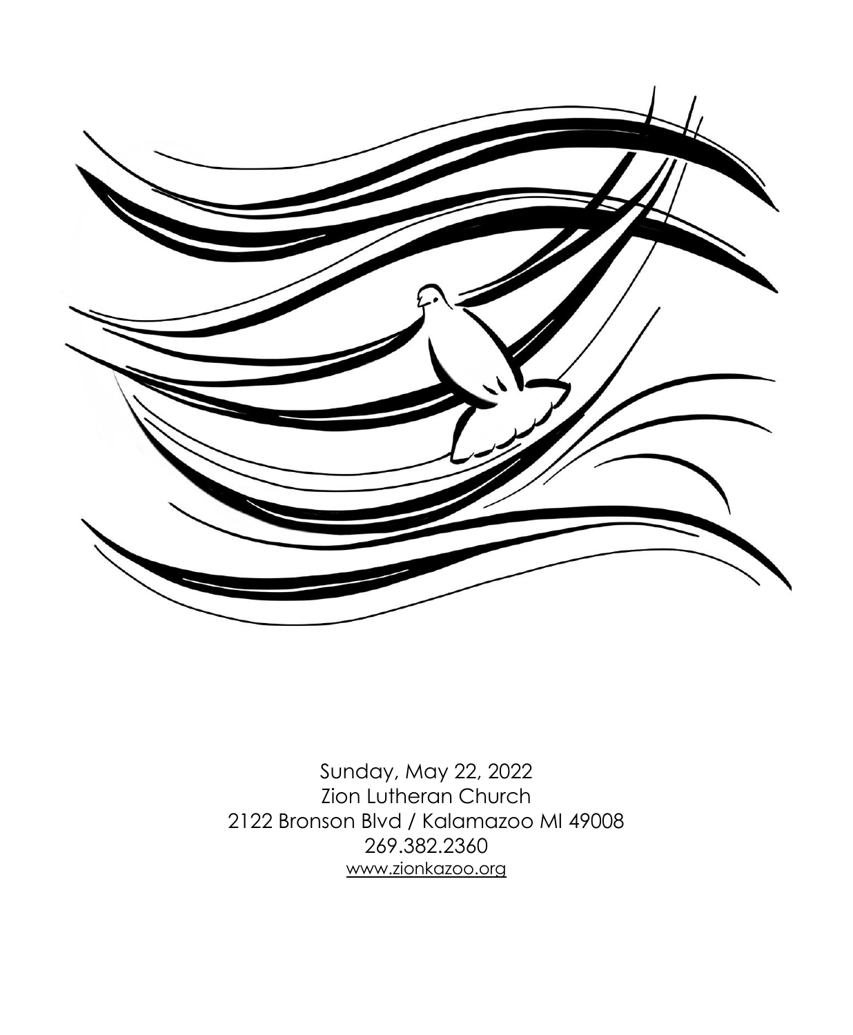Sunday, May 22, 2022

Zion Lutheran Church

2122 Bronson Blvd / Kalamazoo MI 49008

269.382.2360

www.zionkazoo.org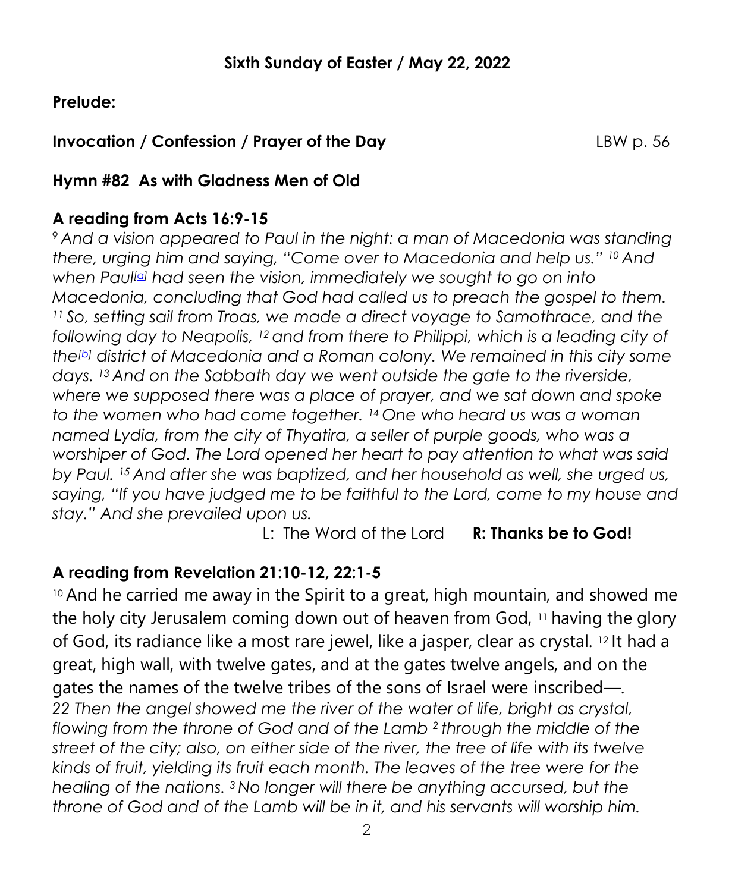## Sixth Sunday of Easter / May 22, 2022

**Prelude:**

**Invocation / Confession / Prayer of the Day** LBW p. 56

**Hymn #82 As with Gladness Men of Old**

**A reading from Acts 16:9-15**

*9 And a vision appeared to Paul in the night: a man of Macedonia was standing there, urging him and saying, "Come over to Macedonia and help us." 10 And when Paul[a] had seen the vision, immediately we sought to go on into Macedonia, concluding that God had called us to preach the gospel to them. 11 So, setting sail from Troas, we made a direct voyage to Samothrace, and the following day to Neapolis, 12 and from there to Philippi, which is a leading city of the[b] district of Macedonia and a Roman colony. We remained in this city some days. 13 And on the Sabbath day we went outside the gate to the riverside, where we supposed there was a place of prayer, and we sat down and spoke to the women who had come together. 14 One who heard us was a woman named Lydia, from the city of Thyatira, a seller of purple goods, who was a worshiper of God. The Lord opened her heart to pay attention to what was said by Paul. 15 And after she was baptized, and her household as well, she urged us, saying, "If you have judged me to be faithful to the Lord, come to my house and stay." And she prevailed upon us.*

L: The Word of the Lord **R: Thanks be to God!**

**A reading from Revelation 21:10-12, 22:1-5**

10 And he carried me away in the Spirit to a great, high mountain, and showed me the holy city Jerusalem coming down out of heaven from God, 11 having the glory of God, its radiance like a most rare jewel, like a jasper, clear as crystal. 12 It had a great, high wall, with twelve gates, and at the gates twelve angels, and on the gates the names of the twelve tribes of the sons of Israel were inscribed—.

*22 Then the angel showed me the river of the water of life, bright as crystal, flowing from the throne of God and of the Lamb 2 through the middle of the street of the city; also, on either side of the river, the tree of life with its twelve kinds of fruit, yielding its fruit each month. The leaves of the tree were for the healing of the nations. 3 No longer will there be anything accursed, but the throne of God and of the Lamb will be in it, and his servants will worship him.*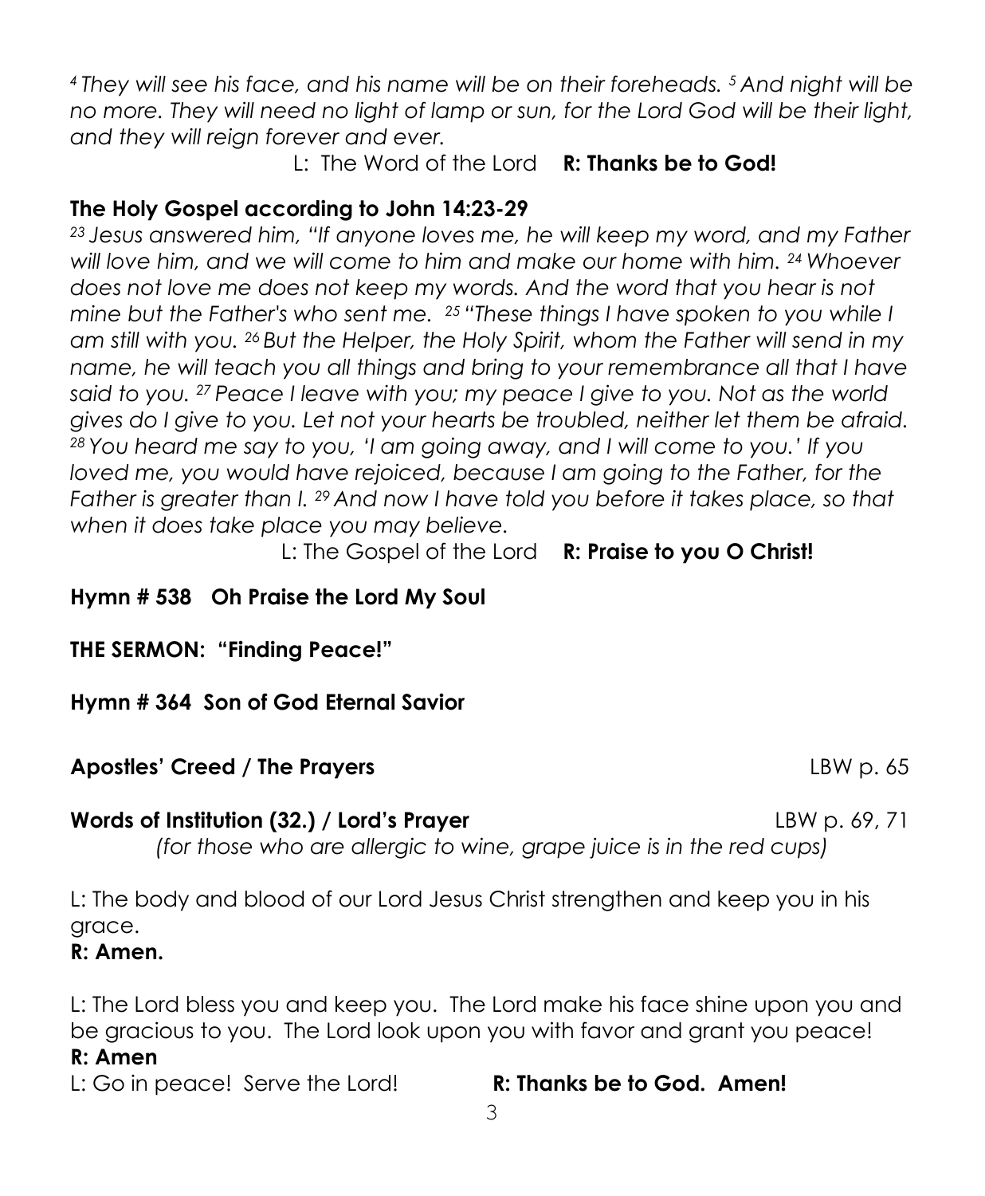*[4] They will see his face, and his name will be on their foreheads. [5] And night will be no more. They will need no light of lamp or sun, for the Lord God will be their light, and they will reign forever and ever.*

L: The Word of the Lord **R: Thanks be to God!**

**The Holy Gospel according to John 14:23-29**

*[23] Jesus answered him, "If anyone loves me, he will keep my word, and my Father will love him, and we will come to him and make our home with him. [24] Whoever does not love me does not keep my words. And the word that you hear is not mine but the Father's who sent me. [25] "These things I have spoken to you while I am still with you. [26] But the Helper, the Holy Spirit, whom the Father will send in my name, he will teach you all things and bring to your remembrance all that I have said to you. [27] Peace I leave with you; my peace I give to you. Not as the world gives do I give to you. Let not your hearts be troubled, neither let them be afraid. [28] You heard me say to you, 'I am going away, and I will come to you.' If you loved me, you would have rejoiced, because I am going to the Father, for the Father is greater than I. [29] And now I have told you before it takes place, so that when it does take place you may believe.*

L: The Gospel of the Lord **R: Praise to you O Christ!**

**Hymn # 538 Oh Praise the Lord My Soul**

**THE SERMON: "Finding Peace!"**

**Hymn # 364 Son of God Eternal Savior**

**Apostles' Creed / The Prayers** LBW p. 65

**Words of Institution (32.) / Lord's Prayer** LBW p. 69, 71

*(for those who are allergic to wine, grape juice is in the red cups)*

L: The body and blood of our Lord Jesus Christ strengthen and keep you in his grace.

**R: Amen.**

L: The Lord bless you and keep you. The Lord make his face shine upon you and be gracious to you. The Lord look upon you with favor and grant you peace!

**R: Amen**

L: Go in peace! Serve the Lord! **R: Thanks be to God. Amen!**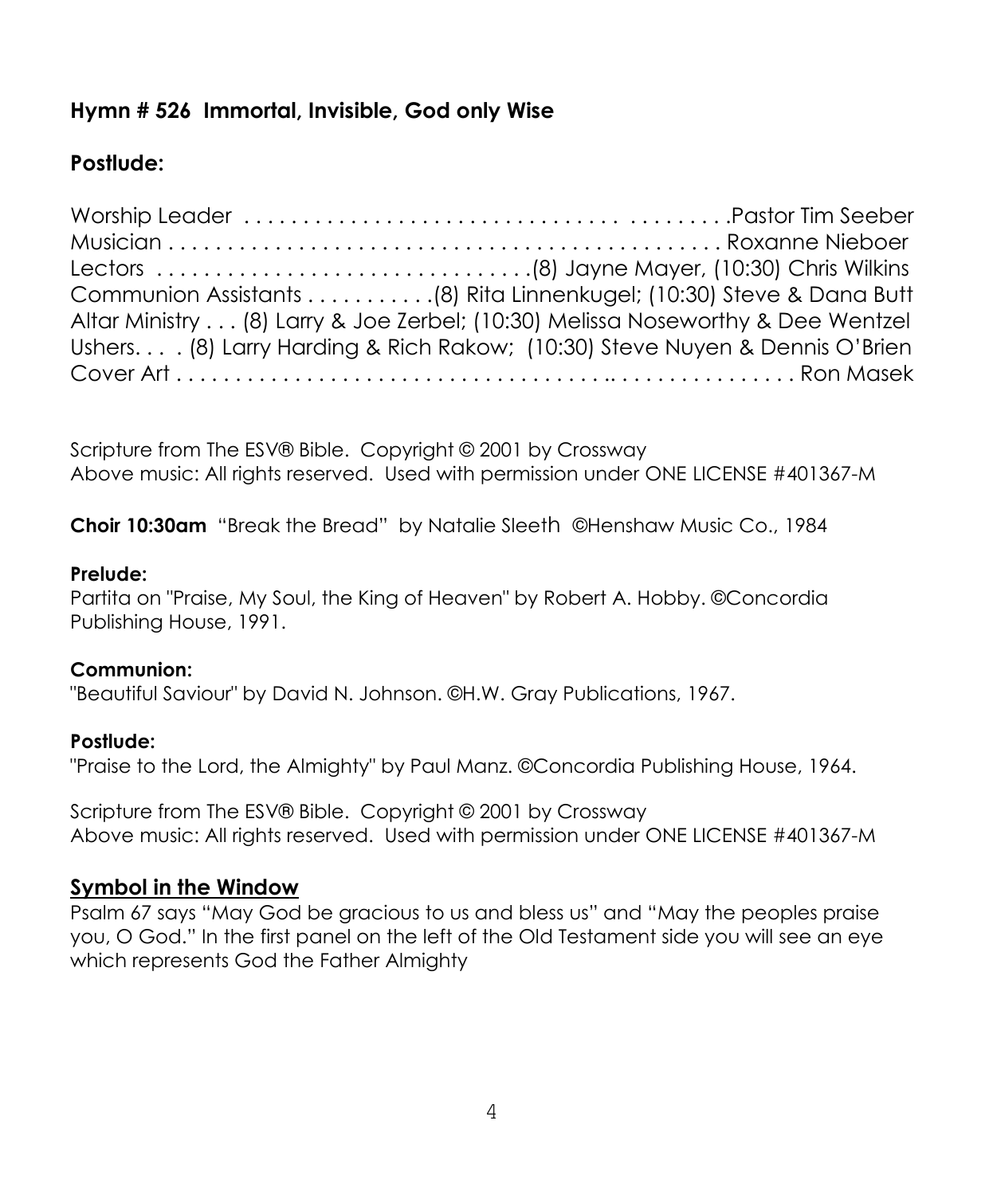**Hymn # 526 Immortal, Invisible, God only Wise**

**Postlude:**

Worship Leader . . . . . . . . . . . . . . . . . . . . . . . . . . . . . . . . . . . . . . . . . .Pastor Tim Seeber
Musician . . . . . . . . . . . . . . . . . . . . . . . . . . . . . . . . . . . . . . . . . . . . . Roxanne Nieboer
Lectors . . . . . . . . . . . . . . . . . . . . . . . . . . . . . . . .(8) Jayne Mayer, (10:30) Chris Wilkins
Communion Assistants . . . . . . . . . . .(8) Rita Linnenkugel; (10:30) Steve & Dana Butt
Altar Ministry . . . (8) Larry & Joe Zerbel; (10:30) Melissa Noseworthy & Dee Wentzel
Ushers. . . . (8) Larry Harding & Rich Rakow; (10:30) Steve Nuyen & Dennis O'Brien
Cover Art . . . . . . . . . . . . . . . . . . . . . . . . . . . . . . . . . . . . . . . . . . . . . . . . . . . Ron Masek

Scripture from The ESV® Bible. Copyright © 2001 by Crossway
Above music: All rights reserved. Used with permission under ONE LICENSE #401367-M

**Choir 10:30am** "Break the Bread" by Natalie Sleeth ©Henshaw Music Co., 1984

**Prelude:**
Partita on "Praise, My Soul, the King of Heaven" by Robert A. Hobby. ©Concordia Publishing House, 1991.

**Communion:**
"Beautiful Saviour" by David N. Johnson. ©H.W. Gray Publications, 1967.

**Postlude:**
"Praise to the Lord, the Almighty" by Paul Manz. ©Concordia Publishing House, 1964.

Scripture from The ESV® Bible. Copyright © 2001 by Crossway
Above music: All rights reserved. Used with permission under ONE LICENSE #401367-M

## Symbol in the Window

Psalm 67 says "May God be gracious to us and bless us" and "May the peoples praise you, O God." In the first panel on the left of the Old Testament side you will see an eye which represents God the Father Almighty